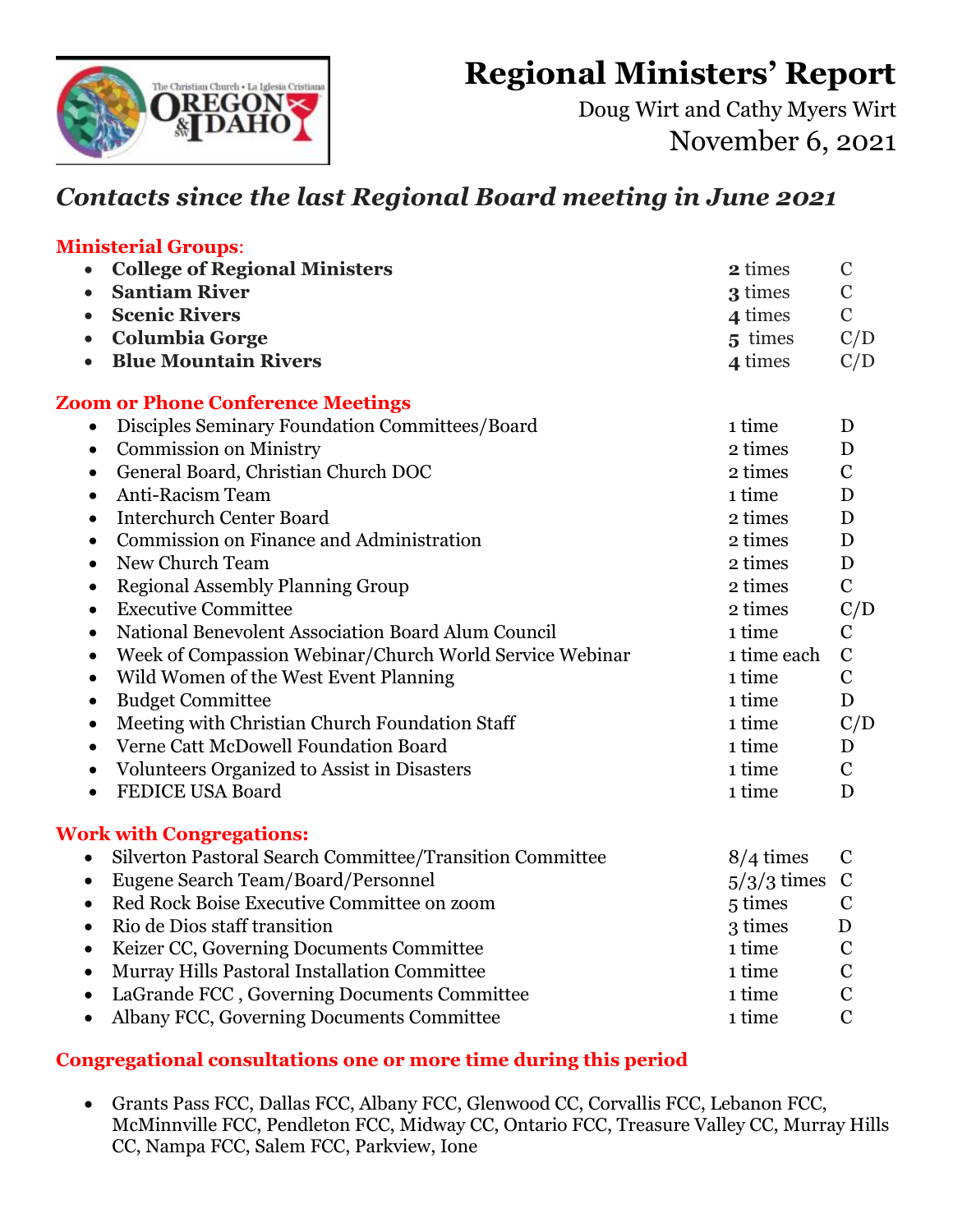# Regional Ministers' Report

Doug Wirt and Cathy Myers Wirt

November 6, 2021

## *Contacts since the last Regional Board meeting in June 2021*

### Ministerial Groups:

| | | |
|---|---|---|
| **College of Regional Ministers** | **2** times | C |
| **Santiam River** | **3** times | C |
| **Scenic Rivers** | **4** times | C |
| **Columbia Gorge** | **5** times | C/D |
| **Blue Mountain Rivers** | **4** times | C/D |

### Zoom or Phone Conference Meetings

| | | |
|---|---|---|
| Disciples Seminary Foundation Committees/Board | 1 time | D |
| Commission on Ministry | 2 times | D |
| General Board, Christian Church DOC | 2 times | C |
| Anti-Racism Team | 1 time | D |
| Interchurch Center Board | 2 times | D |
| Commission on Finance and Administration | 2 times | D |
| New Church Team | 2 times | D |
| Regional Assembly Planning Group | 2 times | C |
| Executive Committee | 2 times | C/D |
| National Benevolent Association Board Alum Council | 1 time | C |
| Week of Compassion Webinar/Church World Service Webinar | 1 time each | C |
| Wild Women of the West Event Planning | 1 time | C |
| Budget Committee | 1 time | D |
| Meeting with Christian Church Foundation Staff | 1 time | C/D |
| Verne Catt McDowell Foundation Board | 1 time | D |
| Volunteers Organized to Assist in Disasters | 1 time | C |
| FEDICE USA Board | 1 time | D |

### Work with Congregations:

| | | |
|---|---|---|
| Silverton Pastoral Search Committee/Transition Committee | 8/4 times | C |
| Eugene Search Team/Board/Personnel | 5/3/3 times | C |
| Red Rock Boise Executive Committee on zoom | 5 times | C |
| Rio de Dios staff transition | 3 times | D |
| Keizer CC, Governing Documents Committee | 1 time | C |
| Murray Hills Pastoral Installation Committee | 1 time | C |
| LaGrande FCC , Governing Documents Committee | 1 time | C |
| Albany FCC, Governing Documents Committee | 1 time | C |

### Congregational consultations one or more time during this period

- Grants Pass FCC, Dallas FCC, Albany FCC, Glenwood CC, Corvallis FCC, Lebanon FCC, McMinnville FCC, Pendleton FCC, Midway CC, Ontario FCC, Treasure Valley CC, Murray Hills CC, Nampa FCC, Salem FCC, Parkview, Ione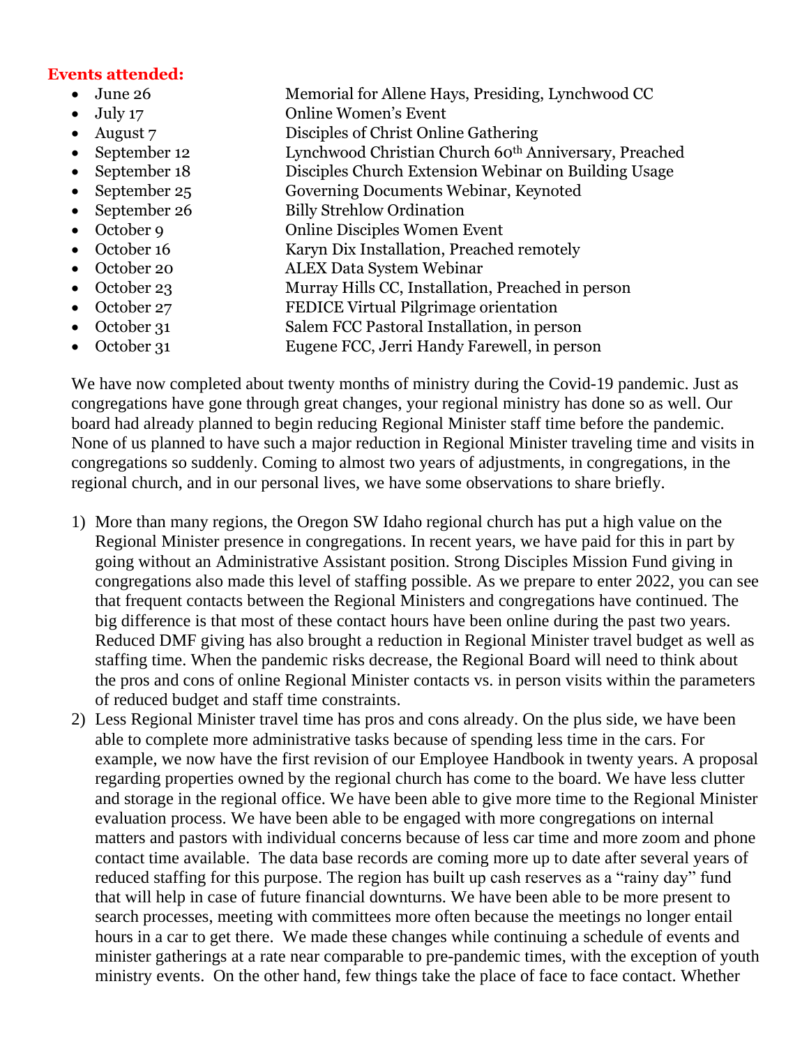**Events attended:**

- June 26 Memorial for Allene Hays, Presiding, Lynchwood CC
- July 17 Online Women's Event
- August 7 Disciples of Christ Online Gathering
- September 12 Lynchwood Christian Church 60th Anniversary, Preached
- September 18 Disciples Church Extension Webinar on Building Usage
- September 25 Governing Documents Webinar, Keynoted
- September 26 Billy Strehlow Ordination
- October 9 Online Disciples Women Event
- October 16 Karyn Dix Installation, Preached remotely
- October 20 ALEX Data System Webinar
- October 23 Murray Hills CC, Installation, Preached in person
- October 27 FEDICE Virtual Pilgrimage orientation
- October 31 Salem FCC Pastoral Installation, in person
- October 31 Eugene FCC, Jerri Handy Farewell, in person

We have now completed about twenty months of ministry during the Covid-19 pandemic. Just as congregations have gone through great changes, your regional ministry has done so as well. Our board had already planned to begin reducing Regional Minister staff time before the pandemic. None of us planned to have such a major reduction in Regional Minister traveling time and visits in congregations so suddenly. Coming to almost two years of adjustments, in congregations, in the regional church, and in our personal lives, we have some observations to share briefly.

1) More than many regions, the Oregon SW Idaho regional church has put a high value on the Regional Minister presence in congregations. In recent years, we have paid for this in part by going without an Administrative Assistant position. Strong Disciples Mission Fund giving in congregations also made this level of staffing possible. As we prepare to enter 2022, you can see that frequent contacts between the Regional Ministers and congregations have continued. The big difference is that most of these contact hours have been online during the past two years. Reduced DMF giving has also brought a reduction in Regional Minister travel budget as well as staffing time. When the pandemic risks decrease, the Regional Board will need to think about the pros and cons of online Regional Minister contacts vs. in person visits within the parameters of reduced budget and staff time constraints.
2) Less Regional Minister travel time has pros and cons already. On the plus side, we have been able to complete more administrative tasks because of spending less time in the cars. For example, we now have the first revision of our Employee Handbook in twenty years. A proposal regarding properties owned by the regional church has come to the board. We have less clutter and storage in the regional office. We have been able to give more time to the Regional Minister evaluation process. We have been able to be engaged with more congregations on internal matters and pastors with individual concerns because of less car time and more zoom and phone contact time available. The data base records are coming more up to date after several years of reduced staffing for this purpose. The region has built up cash reserves as a "rainy day" fund that will help in case of future financial downturns. We have been able to be more present to search processes, meeting with committees more often because the meetings no longer entail hours in a car to get there. We made these changes while continuing a schedule of events and minister gatherings at a rate near comparable to pre-pandemic times, with the exception of youth ministry events. On the other hand, few things take the place of face to face contact. Whether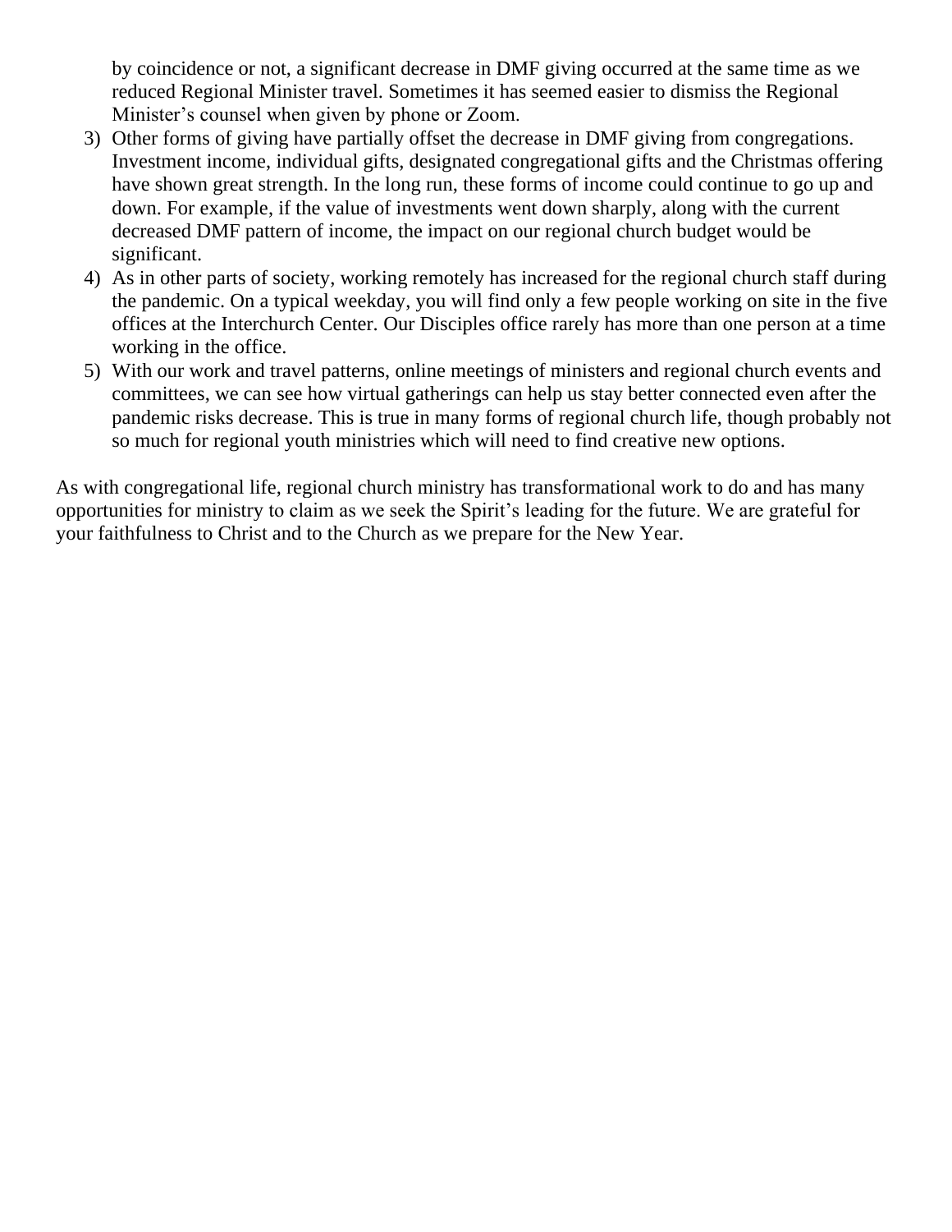by coincidence or not, a significant decrease in DMF giving occurred at the same time as we reduced Regional Minister travel. Sometimes it has seemed easier to dismiss the Regional Minister's counsel when given by phone or Zoom.

3) Other forms of giving have partially offset the decrease in DMF giving from congregations. Investment income, individual gifts, designated congregational gifts and the Christmas offering have shown great strength. In the long run, these forms of income could continue to go up and down. For example, if the value of investments went down sharply, along with the current decreased DMF pattern of income, the impact on our regional church budget would be significant.
4) As in other parts of society, working remotely has increased for the regional church staff during the pandemic. On a typical weekday, you will find only a few people working on site in the five offices at the Interchurch Center. Our Disciples office rarely has more than one person at a time working in the office.
5) With our work and travel patterns, online meetings of ministers and regional church events and committees, we can see how virtual gatherings can help us stay better connected even after the pandemic risks decrease. This is true in many forms of regional church life, though probably not so much for regional youth ministries which will need to find creative new options.

As with congregational life, regional church ministry has transformational work to do and has many opportunities for ministry to claim as we seek the Spirit's leading for the future. We are grateful for your faithfulness to Christ and to the Church as we prepare for the New Year.